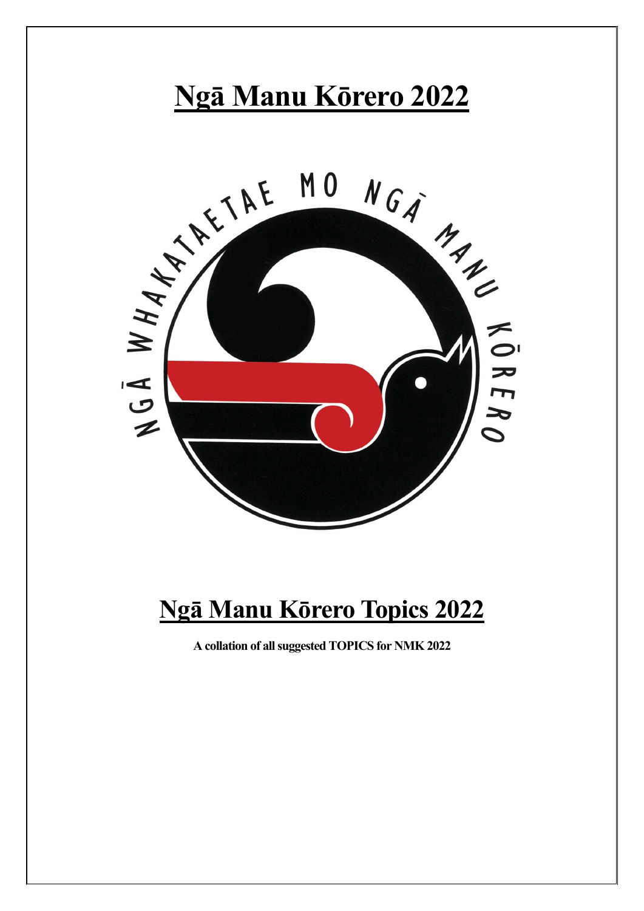# Ngā Manu Kōrero 2022

# Ngā Manu Kōrero Topics 2022

**A collation of all suggested TOPICS for NMK 2022**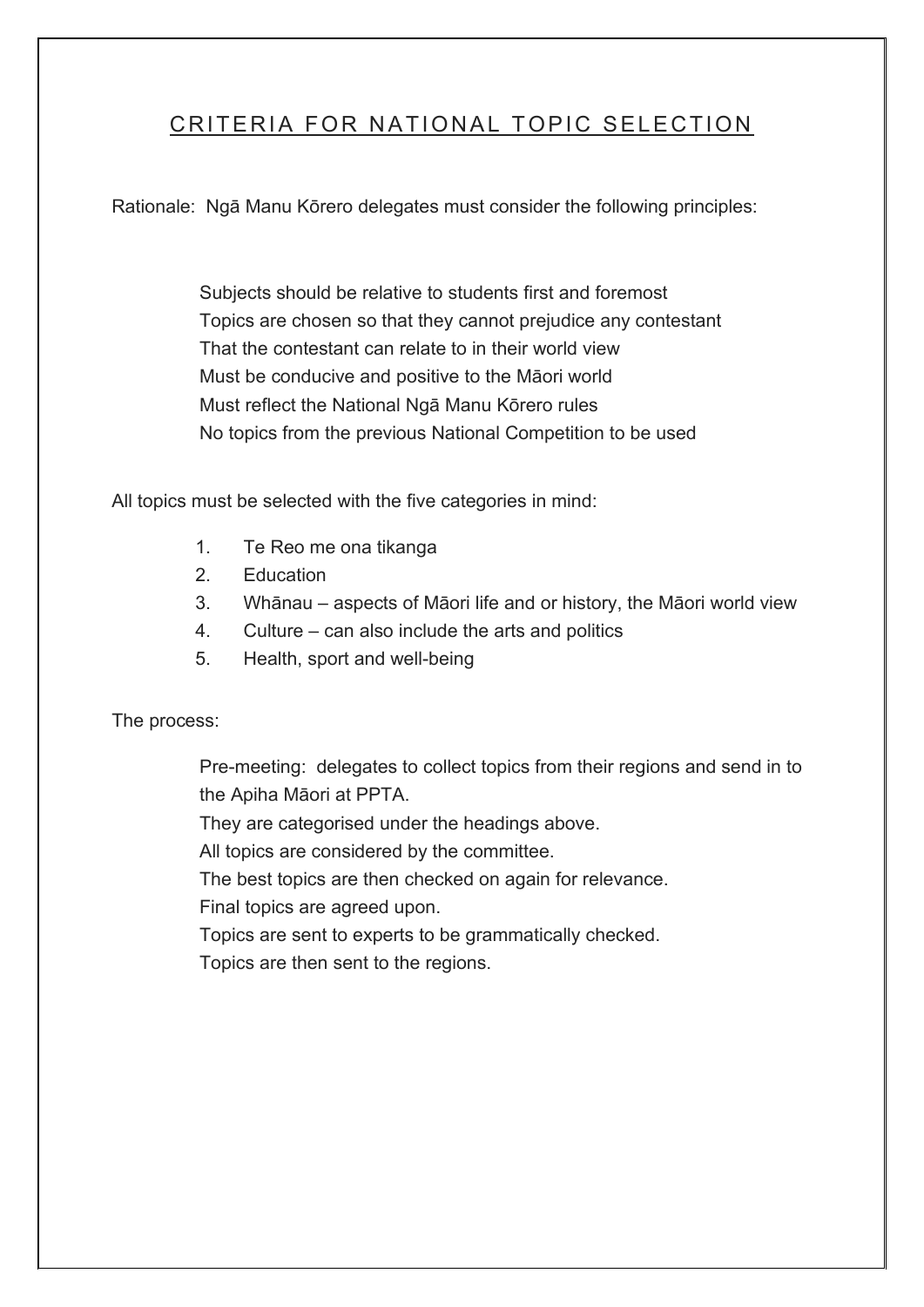## CRITERIA FOR NATIONAL TOPIC SELECTION

Rationale: Ngā Manu Kōrero delegates must consider the following principles:

Subjects should be relative to students first and foremost
Topics are chosen so that they cannot prejudice any contestant
That the contestant can relate to in their world view
Must be conducive and positive to the Māori world
Must reflect the National Ngā Manu Kōrero rules
No topics from the previous National Competition to be used

All topics must be selected with the five categories in mind:

1. Te Reo me ona tikanga
2. Education
3. Whānau – aspects of Māori life and or history, the Māori world view
4. Culture – can also include the arts and politics
5. Health, sport and well-being

The process:

Pre-meeting: delegates to collect topics from their regions and send in to the Apiha Māori at PPTA.
They are categorised under the headings above.
All topics are considered by the committee.
The best topics are then checked on again for relevance.
Final topics are agreed upon.
Topics are sent to experts to be grammatically checked.
Topics are then sent to the regions.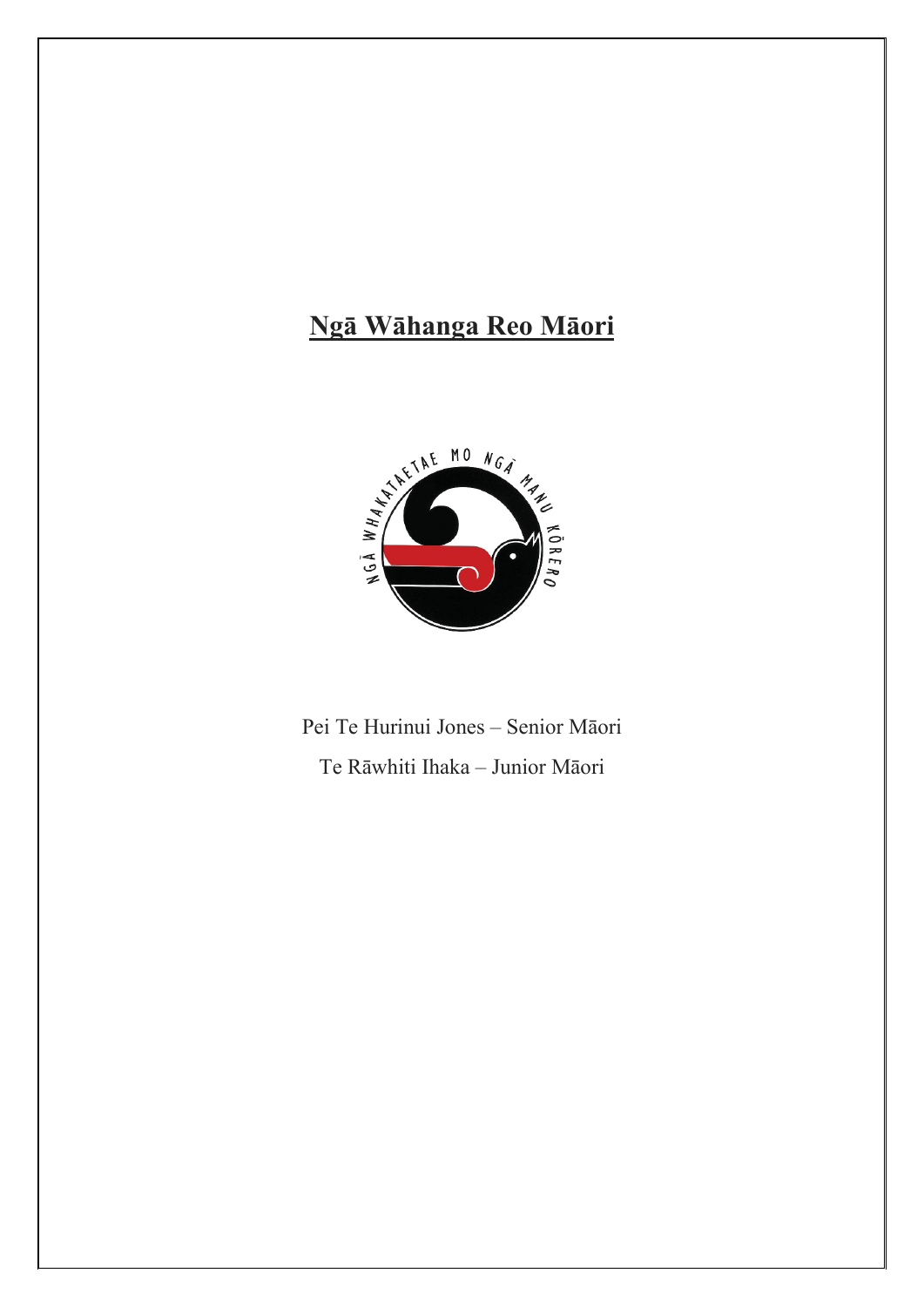# **Ngā Wāhanga Reo Māori**

Pei Te Hurinui Jones – Senior Māori

Te Rāwhiti Ihaka – Junior Māori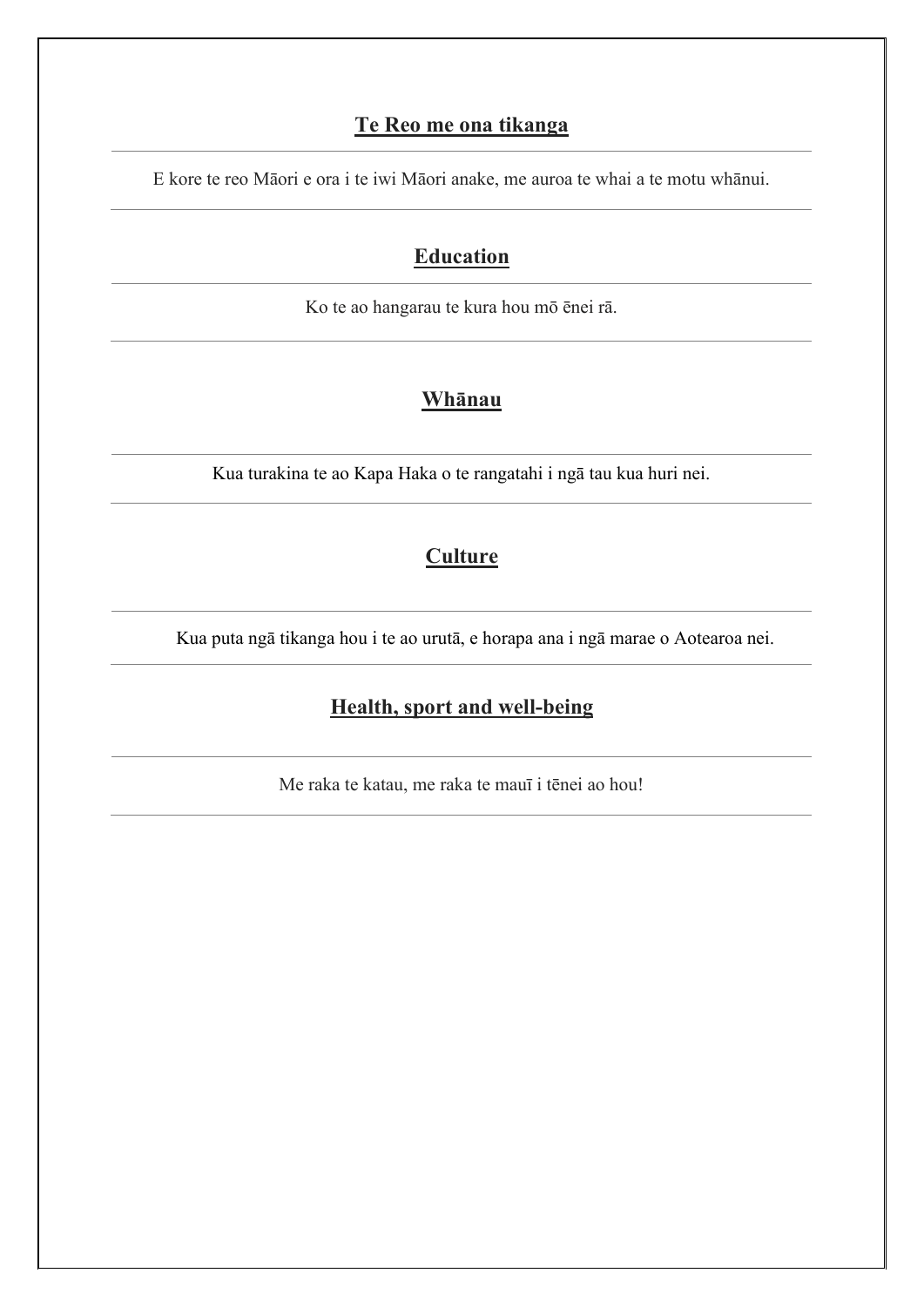**Te Reo me ona tikanga**

E kore te reo Māori e ora i te iwi Māori anake, me auroa te whai a te motu whānui.

**Education**

Ko te ao hangarau te kura hou mō ēnei rā.

**Whānau**

Kua turakina te ao Kapa Haka o te rangatahi i ngā tau kua huri nei.

**Culture**

Kua puta ngā tikanga hou i te ao urutā, e horapa ana i ngā marae o Aotearoa nei.

**Health, sport and well-being**

Me raka te katau, me raka te mauī i tēnei ao hou!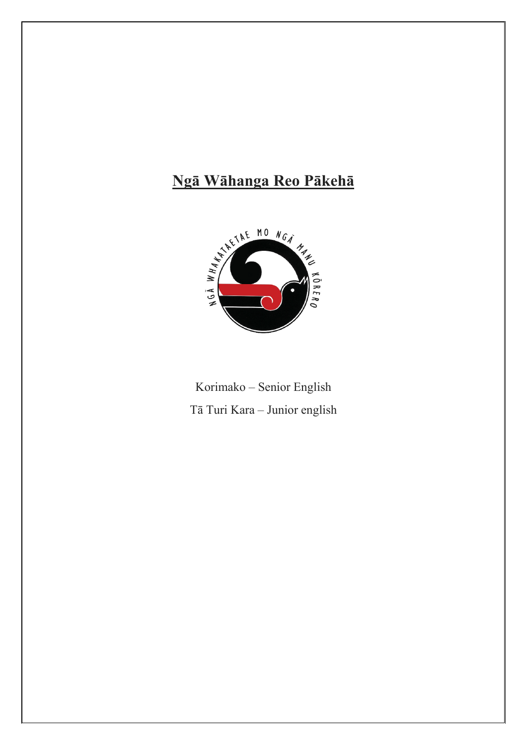# Ngā Wāhanga Reo Pākehā

Korimako – Senior English

Tā Turi Kara – Junior english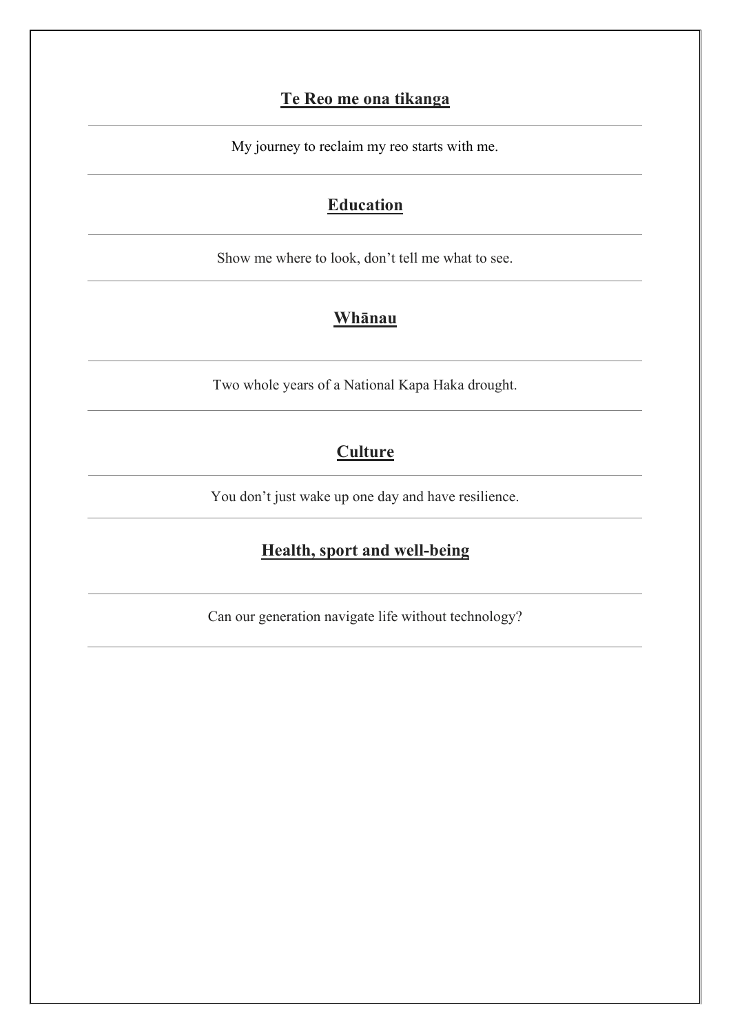## Te Reo me ona tikanga

My journey to reclaim my reo starts with me.

## Education

Show me where to look, don't tell me what to see.

## Whānau

Two whole years of a National Kapa Haka drought.

## Culture

You don't just wake up one day and have resilience.

## Health, sport and well-being

Can our generation navigate life without technology?